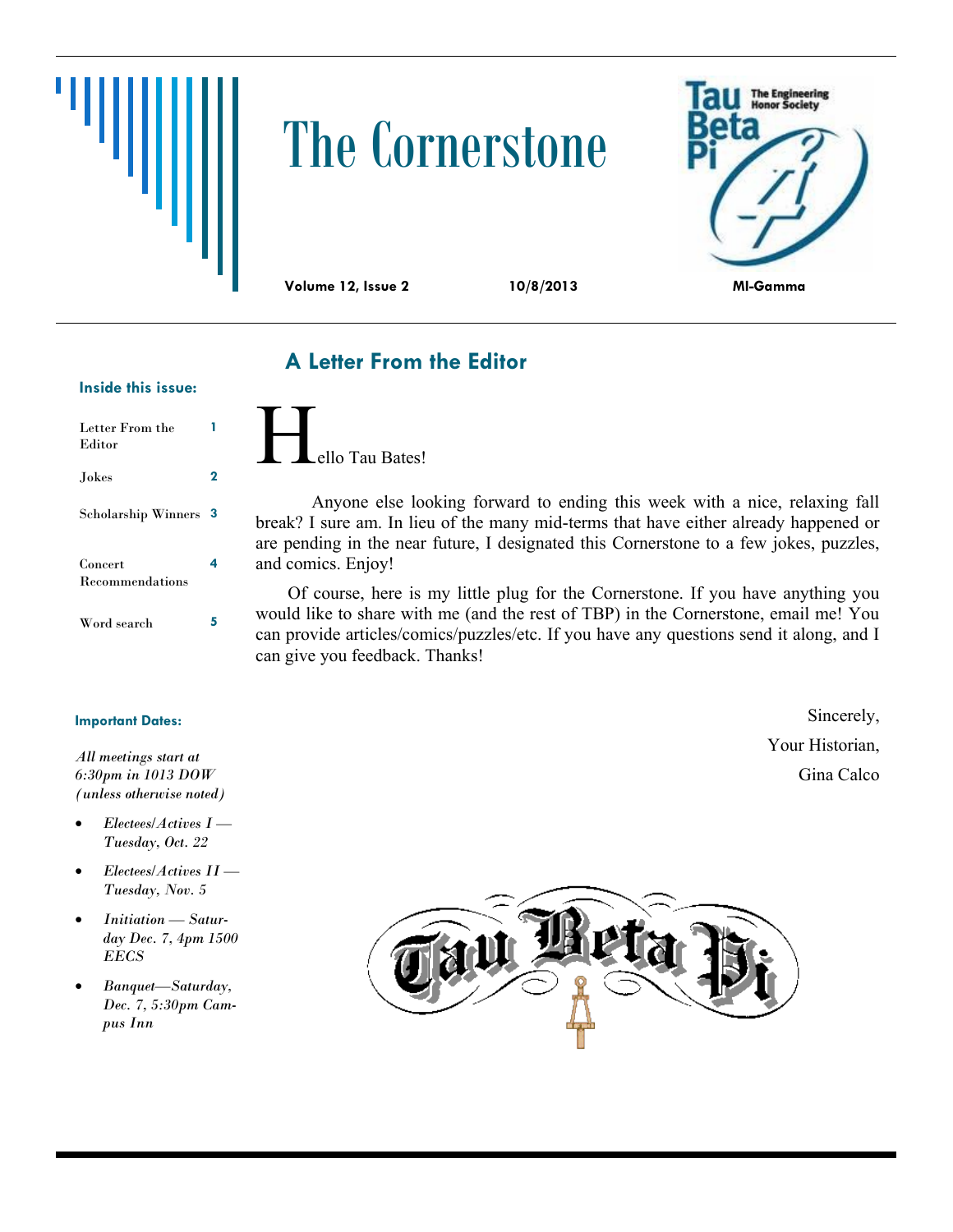# The Cornerstone

**Volume 12, Issue 2** **10/8/2013** **MI-Gamma**

### Inside this issue:

| | |
|---|---|
| Letter From the Editor | 1 |
| Jokes | 2 |
| Scholarship Winners | 3 |
| Concert Recommendations | 4 |
| Word search | 5 |

### Important Dates:

*All meetings start at 6:30pm in 1013 DOW (unless otherwise noted)*

- *Electees/Actives I — Tuesday, Oct. 22*
- *Electees/Actives II — Tuesday, Nov. 5*
- *Initiation — Saturday Dec. 7, 4pm 1500 EECS*
- *Banquet—Saturday, Dec. 7, 5:30pm Campus Inn*

## A Letter From the Editor

Hello Tau Bates!

Anyone else looking forward to ending this week with a nice, relaxing fall break? I sure am. In lieu of the many mid-terms that have either already happened or are pending in the near future, I designated this Cornerstone to a few jokes, puzzles, and comics. Enjoy!

Of course, here is my little plug for the Cornerstone. If you have anything you would like to share with me (and the rest of TBP) in the Cornerstone, email me! You can provide articles/comics/puzzles/etc. If you have any questions send it along, and I can give you feedback. Thanks!

Sincerely,

Your Historian,

Gina Calco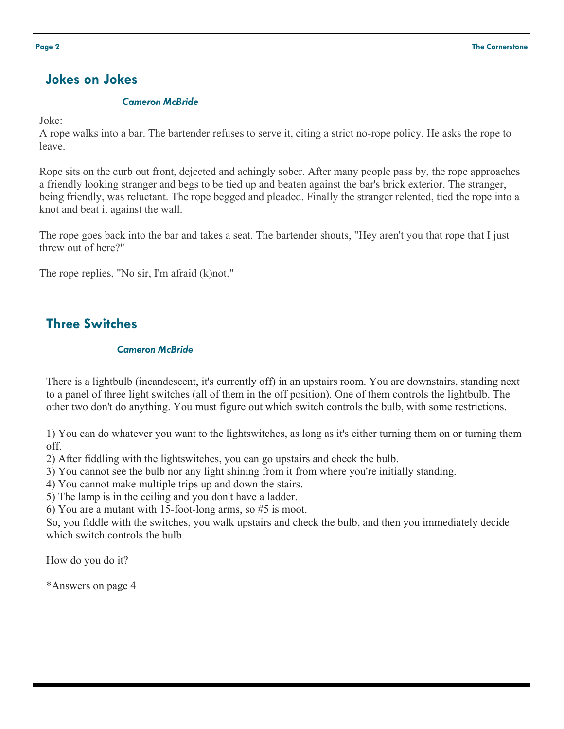## Jokes on Jokes

*Cameron McBride*

Joke:
A rope walks into a bar. The bartender refuses to serve it, citing a strict no-rope policy. He asks the rope to leave.

Rope sits on the curb out front, dejected and achingly sober. After many people pass by, the rope approaches a friendly looking stranger and begs to be tied up and beaten against the bar's brick exterior. The stranger, being friendly, was reluctant. The rope begged and pleaded. Finally the stranger relented, tied the rope into a knot and beat it against the wall.

The rope goes back into the bar and takes a seat. The bartender shouts, "Hey aren't you that rope that I just threw out of here?"

The rope replies, "No sir, I'm afraid (k)not."

## Three Switches

*Cameron McBride*

There is a lightbulb (incandescent, it's currently off) in an upstairs room. You are downstairs, standing next to a panel of three light switches (all of them in the off position). One of them controls the lightbulb. The other two don't do anything. You must figure out which switch controls the bulb, with some restrictions.

1) You can do whatever you want to the lightswitches, as long as it's either turning them on or turning them off.
2) After fiddling with the lightswitches, you can go upstairs and check the bulb.
3) You cannot see the bulb nor any light shining from it from where you're initially standing.
4) You cannot make multiple trips up and down the stairs.
5) The lamp is in the ceiling and you don't have a ladder.
6) You are a mutant with 15-foot-long arms, so #5 is moot.

So, you fiddle with the switches, you walk upstairs and check the bulb, and then you immediately decide which switch controls the bulb.

How do you do it?

*Answers on page 4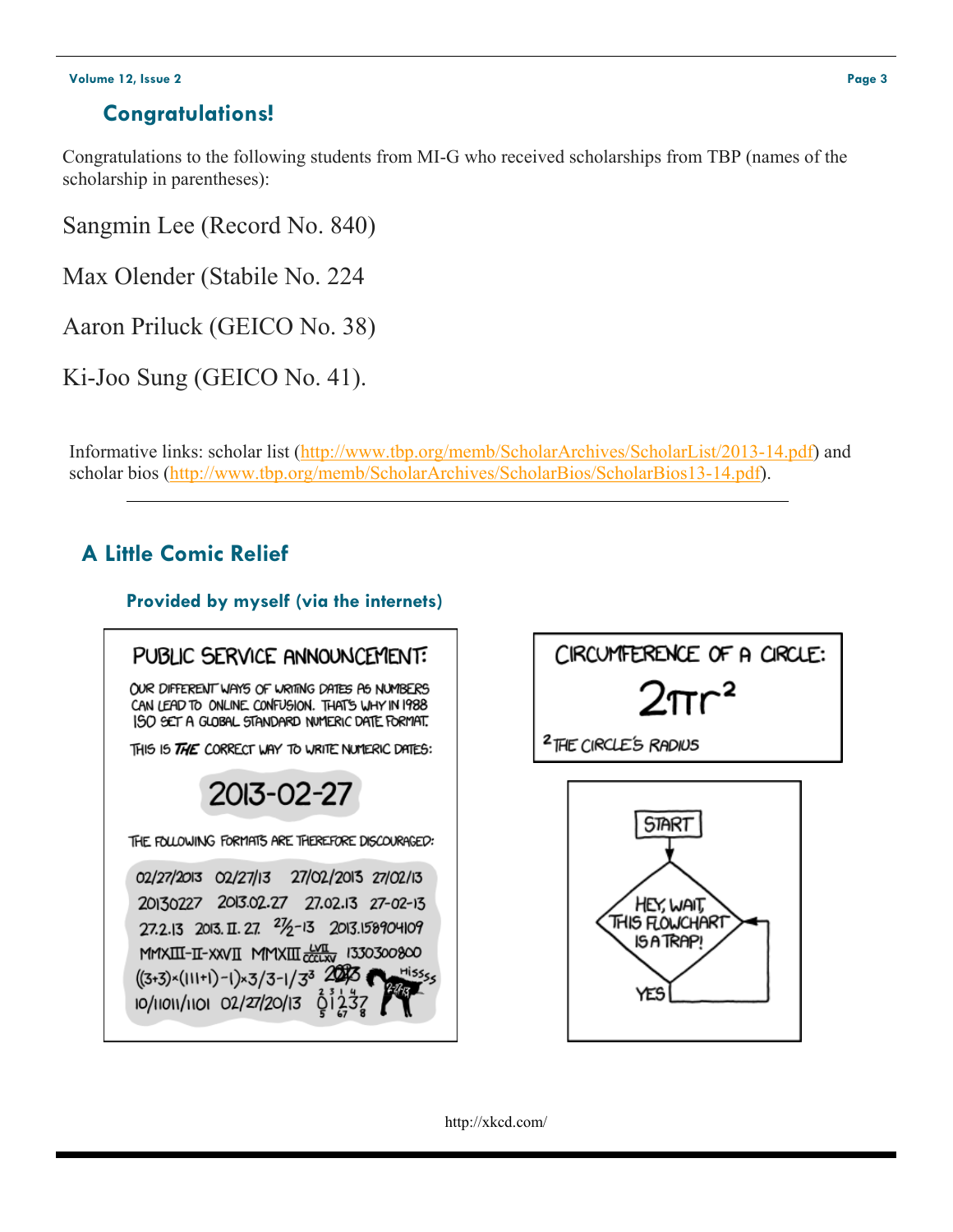## Congratulations!

Congratulations to the following students from MI-G who received scholarships from TBP (names of the scholarship in parentheses):

Sangmin Lee (Record No. 840)

Max Olender (Stabile No. 224

Aaron Priluck (GEICO No. 38)

Ki-Joo Sung (GEICO No. 41).

Informative links: scholar list (http://www.tbp.org/memb/ScholarArchives/ScholarList/2013-14.pdf) and scholar bios (http://www.tbp.org/memb/ScholarArchives/ScholarBios/ScholarBios13-14.pdf).

---

## A Little Comic Relief

### Provided by myself (via the internets)

http://xkcd.com/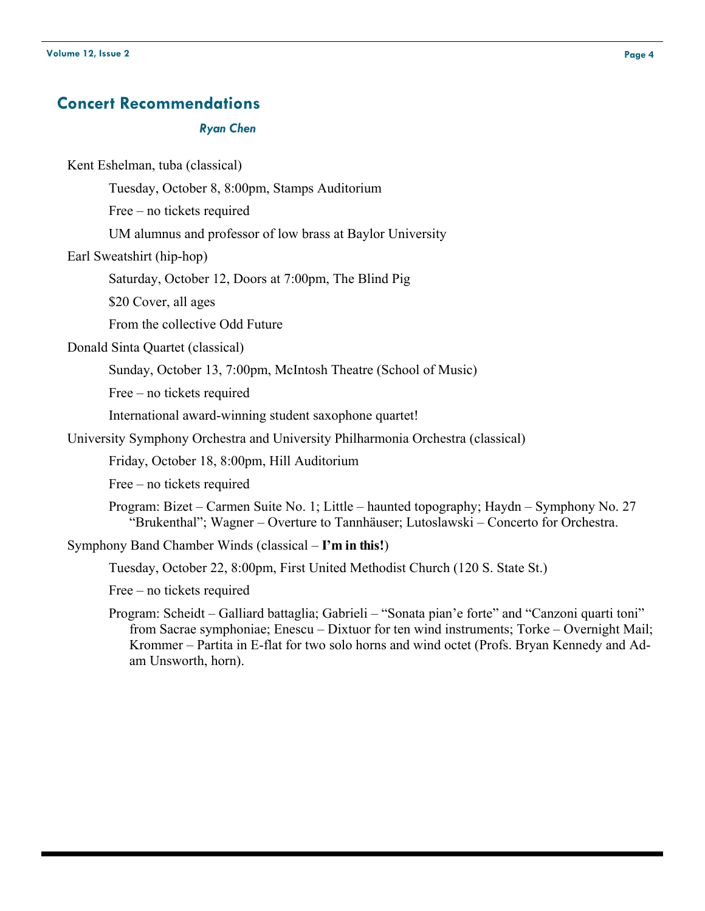## Concert Recommendations

*Ryan Chen*

Kent Eshelman, tuba (classical)

- Tuesday, October 8, 8:00pm, Stamps Auditorium
- Free – no tickets required
- UM alumnus and professor of low brass at Baylor University

Earl Sweatshirt (hip-hop)

- Saturday, October 12, Doors at 7:00pm, The Blind Pig
- $20 Cover, all ages
- From the collective Odd Future

Donald Sinta Quartet (classical)

- Sunday, October 13, 7:00pm, McIntosh Theatre (School of Music)
- Free – no tickets required
- International award-winning student saxophone quartet!

University Symphony Orchestra and University Philharmonia Orchestra (classical)

- Friday, October 18, 8:00pm, Hill Auditorium
- Free – no tickets required
- Program: Bizet – Carmen Suite No. 1; Little – haunted topography; Haydn – Symphony No. 27 "Brukenthal"; Wagner – Overture to Tannhäuser; Lutoslawski – Concerto for Orchestra.

Symphony Band Chamber Winds (classical – **I'm in this!**)

- Tuesday, October 22, 8:00pm, First United Methodist Church (120 S. State St.)
- Free – no tickets required
- Program: Scheidt – Galliard battaglia; Gabrieli – "Sonata pian'e forte" and "Canzoni quarti toni" from Sacrae symphoniae; Enescu – Dixtuor for ten wind instruments; Torke – Overnight Mail; Krommer – Partita in E-flat for two solo horns and wind octet (Profs. Bryan Kennedy and Adam Unsworth, horn).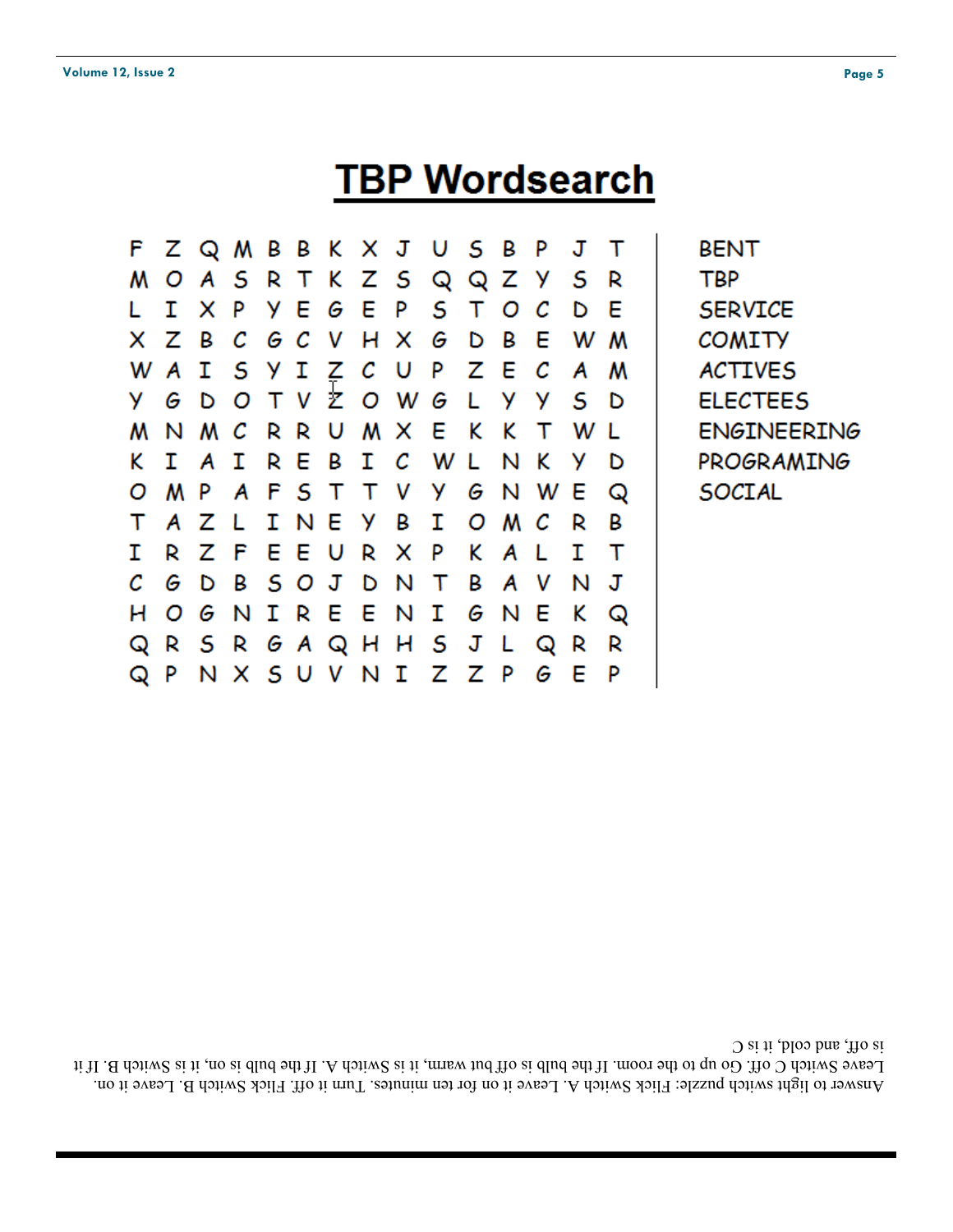# TBP Wordsearch

| | | | | | | | | | | | | | | |
|---|---|---|---|---|---|---|---|---|---|---|---|---|---|---|
| F | Z | Q | M | B | B | K | X | J | U | S | B | P | J | T |
| M | O | A | S | R | T | K | Z | S | Q | Q | Z | Y | S | R |
| L | I | X | P | Y | E | G | E | P | S | T | O | C | D | E |
| X | Z | B | C | G | C | V | H | X | G | D | B | E | W | M |
| W | A | I | S | Y | I | Z | C | U | P | Z | E | C | A | M |
| Y | G | D | O | T | V | Z | O | W | G | L | Y | Y | S | D |
| M | N | M | C | R | R | U | M | X | E | K | K | T | W | L |
| K | I | A | I | R | E | B | I | C | W | L | N | K | Y | D |
| O | M | P | A | F | S | T | T | V | Y | G | N | W | E | Q |
| T | A | Z | L | I | N | E | Y | B | I | O | M | C | R | B |
| I | R | Z | F | E | E | U | R | X | P | K | A | L | I | T |
| C | G | D | B | S | O | J | D | N | T | B | A | V | N | J |
| H | O | G | N | I | R | E | E | N | I | G | N | E | K | Q |
| Q | R | S | R | G | A | Q | H | H | S | J | L | Q | R | R |
| Q | P | N | X | S | U | V | N | I | Z | Z | P | G | E | P |

BENT
TBP
SERVICE
COMITY
ACTIVES
ELECTEES
ENGINEERING
PROGRAMING
SOCIAL

Answer to light switch puzzle: Flick Switch A. Leave it on for ten minutes. Turn it off. Flick Switch B. Leave it on. Leave Switch C off. Go up to the room. If the bulb is off but warm, it is Switch A. If the bulb is on, it is Switch B. If it is off, and cold, it is C